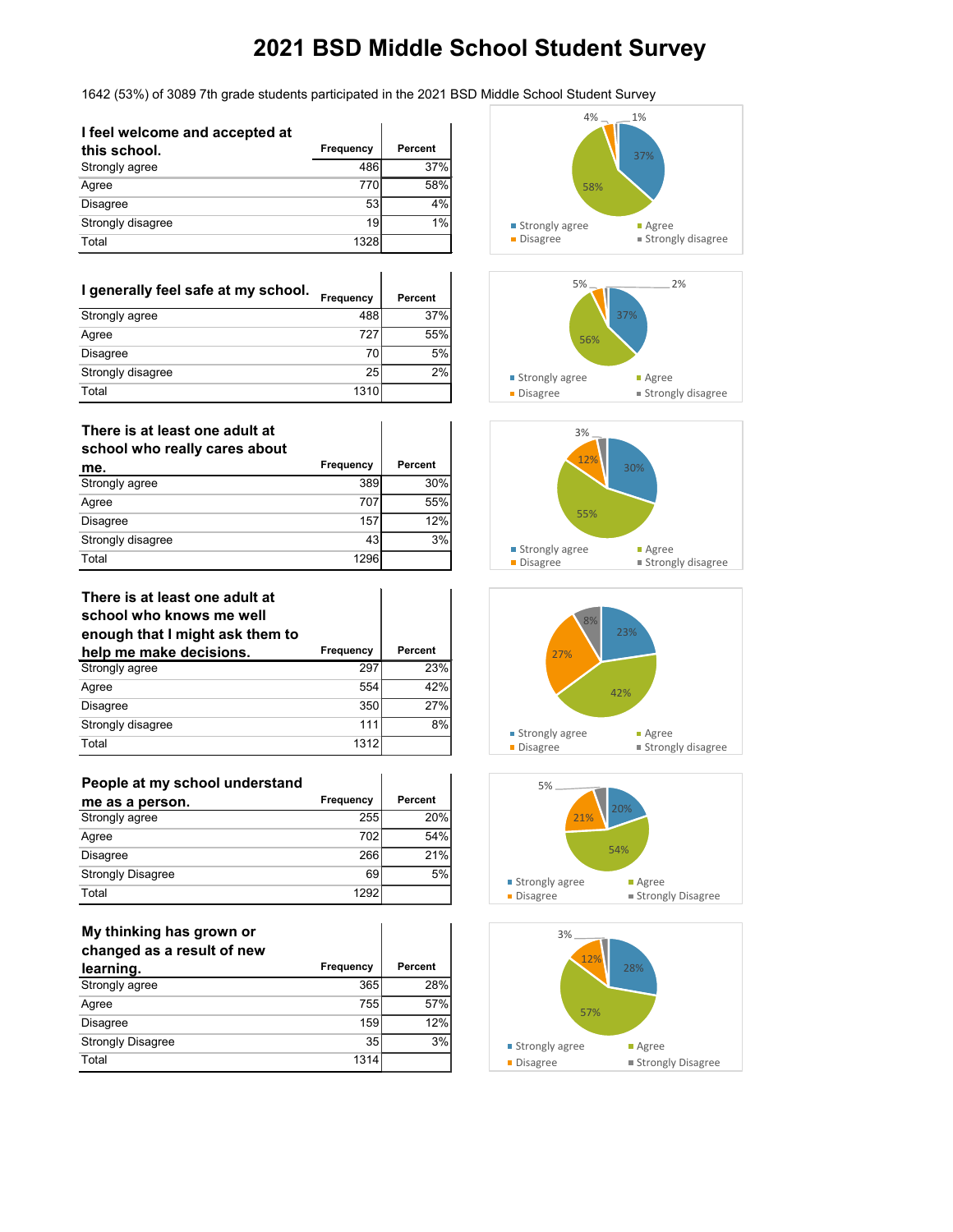# 2021 BSD Middle School Student Survey

1642 (53%) of 3089 7th grade students participated in the 2021 BSD Middle School Student Survey

| I feel welcome and accepted at this school. | Frequency | Percent |
|---|---|---|
| Strongly agree | 486 | 37% |
| Agree | 770 | 58% |
| Disagree | 53 | 4% |
| Strongly disagree | 19 | 1% |
| Total | 1328 | |

| I generally feel safe at my school. | Frequency | Percent |
|---|---|---|
| Strongly agree | 488 | 37% |
| Agree | 727 | 55% |
| Disagree | 70 | 5% |
| Strongly disagree | 25 | 2% |
| Total | 1310 | |

| There is at least one adult at school who really cares about me. | Frequency | Percent |
|---|---|---|
| Strongly agree | 389 | 30% |
| Agree | 707 | 55% |
| Disagree | 157 | 12% |
| Strongly disagree | 43 | 3% |
| Total | 1296 | |

| There is at least one adult at school who knows me well enough that I might ask them to help me make decisions. | Frequency | Percent |
|---|---|---|
| Strongly agree | 297 | 23% |
| Agree | 554 | 42% |
| Disagree | 350 | 27% |
| Strongly disagree | 111 | 8% |
| Total | 1312 | |

| People at my school understand me as a person. | Frequency | Percent |
|---|---|---|
| Strongly agree | 255 | 20% |
| Agree | 702 | 54% |
| Disagree | 266 | 21% |
| Strongly Disagree | 69 | 5% |
| Total | 1292 | |

| My thinking has grown or changed as a result of new learning. | Frequency | Percent |
|---|---|---|
| Strongly agree | 365 | 28% |
| Agree | 755 | 57% |
| Disagree | 159 | 12% |
| Strongly Disagree | 35 | 3% |
| Total | 1314 | |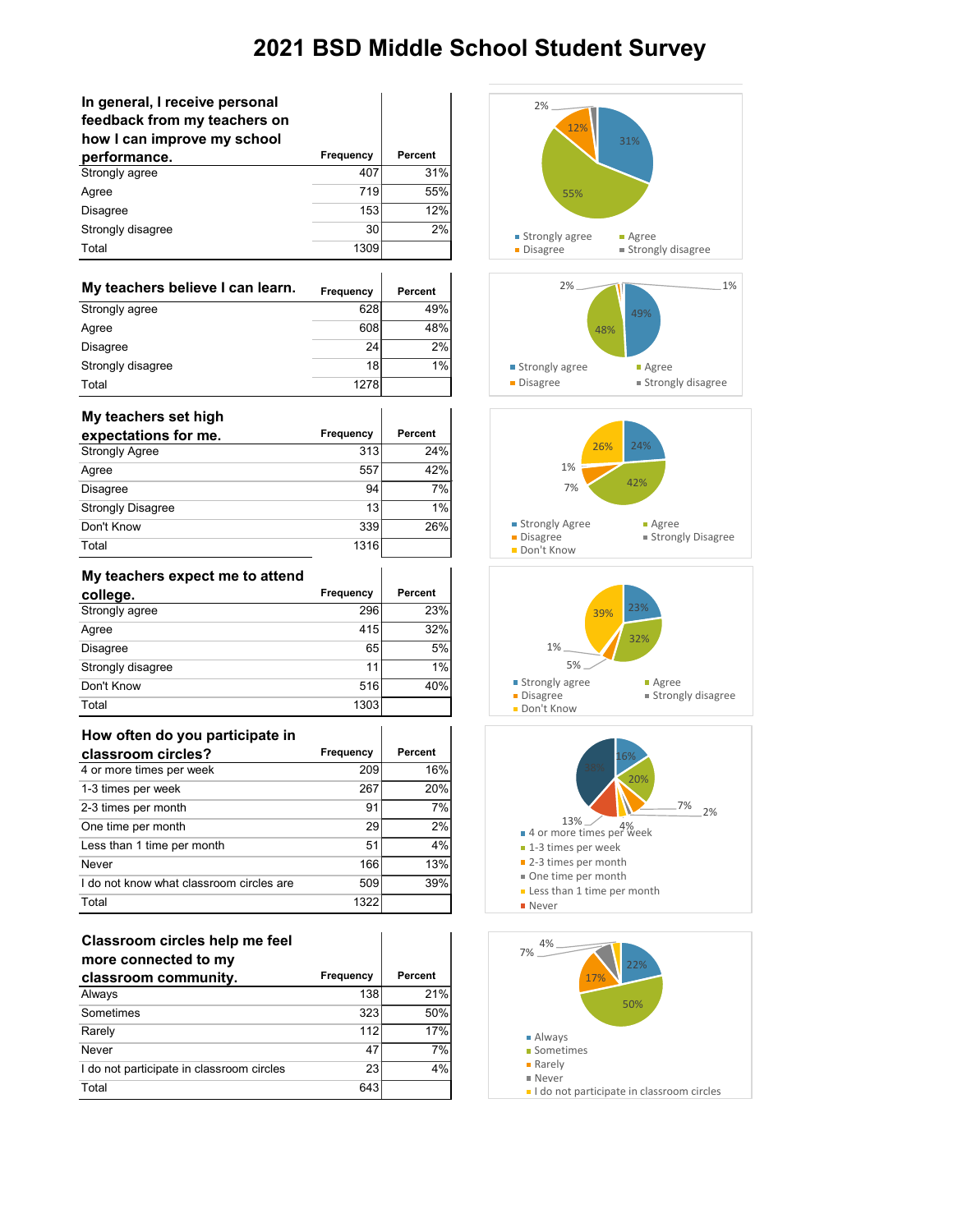# 2021 BSD Middle School Student Survey

| In general, I receive personal feedback from my teachers on how I can improve my school performance. | Frequency | Percent |
|---|---|---|
| Strongly agree | 407 | 31% |
| Agree | 719 | 55% |
| Disagree | 153 | 12% |
| Strongly disagree | 30 | 2% |
| Total | 1309 | |

| My teachers believe I can learn. | Frequency | Percent |
|---|---|---|
| Strongly agree | 628 | 49% |
| Agree | 608 | 48% |
| Disagree | 24 | 2% |
| Strongly disagree | 18 | 1% |
| Total | 1278 | |

| My teachers set high expectations for me. | Frequency | Percent |
|---|---|---|
| Strongly Agree | 313 | 24% |
| Agree | 557 | 42% |
| Disagree | 94 | 7% |
| Strongly Disagree | 13 | 1% |
| Don't Know | 339 | 26% |
| Total | 1316 | |

| My teachers expect me to attend college. | Frequency | Percent |
|---|---|---|
| Strongly agree | 296 | 23% |
| Agree | 415 | 32% |
| Disagree | 65 | 5% |
| Strongly disagree | 11 | 1% |
| Don't Know | 516 | 40% |
| Total | 1303 | |

| How often do you participate in classroom circles? | Frequency | Percent |
|---|---|---|
| 4 or more times per week | 209 | 16% |
| 1-3 times per week | 267 | 20% |
| 2-3 times per month | 91 | 7% |
| One time per month | 29 | 2% |
| Less than 1 time per month | 51 | 4% |
| Never | 166 | 13% |
| I do not know what classroom circles are | 509 | 39% |
| Total | 1322 | |

| Classroom circles help me feel more connected to my classroom community. | Frequency | Percent |
|---|---|---|
| Always | 138 | 21% |
| Sometimes | 323 | 50% |
| Rarely | 112 | 17% |
| Never | 47 | 7% |
| I do not participate in classroom circles | 23 | 4% |
| Total | 643 | |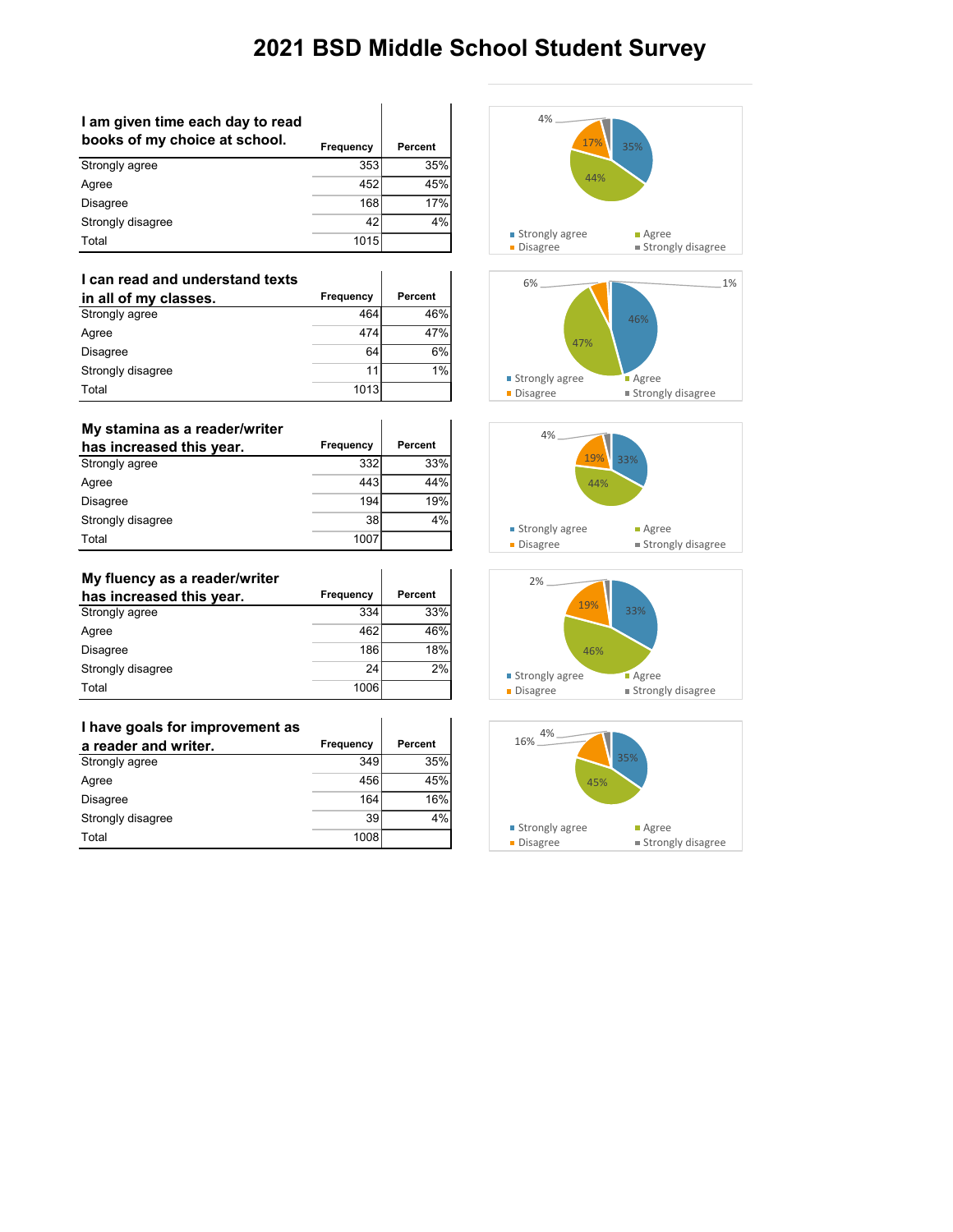# 2021 BSD Middle School Student Survey

| I am given time each day to read books of my choice at school. | Frequency | Percent |
|---|---|---|
| Strongly agree | 353 | 35% |
| Agree | 452 | 45% |
| Disagree | 168 | 17% |
| Strongly disagree | 42 | 4% |
| Total | 1015 | |

| I can read and understand texts in all of my classes. | Frequency | Percent |
|---|---|---|
| Strongly agree | 464 | 46% |
| Agree | 474 | 47% |
| Disagree | 64 | 6% |
| Strongly disagree | 11 | 1% |
| Total | 1013 | |

| My stamina as a reader/writer has increased this year. | Frequency | Percent |
|---|---|---|
| Strongly agree | 332 | 33% |
| Agree | 443 | 44% |
| Disagree | 194 | 19% |
| Strongly disagree | 38 | 4% |
| Total | 1007 | |

| My fluency as a reader/writer has increased this year. | Frequency | Percent |
|---|---|---|
| Strongly agree | 334 | 33% |
| Agree | 462 | 46% |
| Disagree | 186 | 18% |
| Strongly disagree | 24 | 2% |
| Total | 1006 | |

| I have goals for improvement as a reader and writer. | Frequency | Percent |
|---|---|---|
| Strongly agree | 349 | 35% |
| Agree | 456 | 45% |
| Disagree | 164 | 16% |
| Strongly disagree | 39 | 4% |
| Total | 1008 | |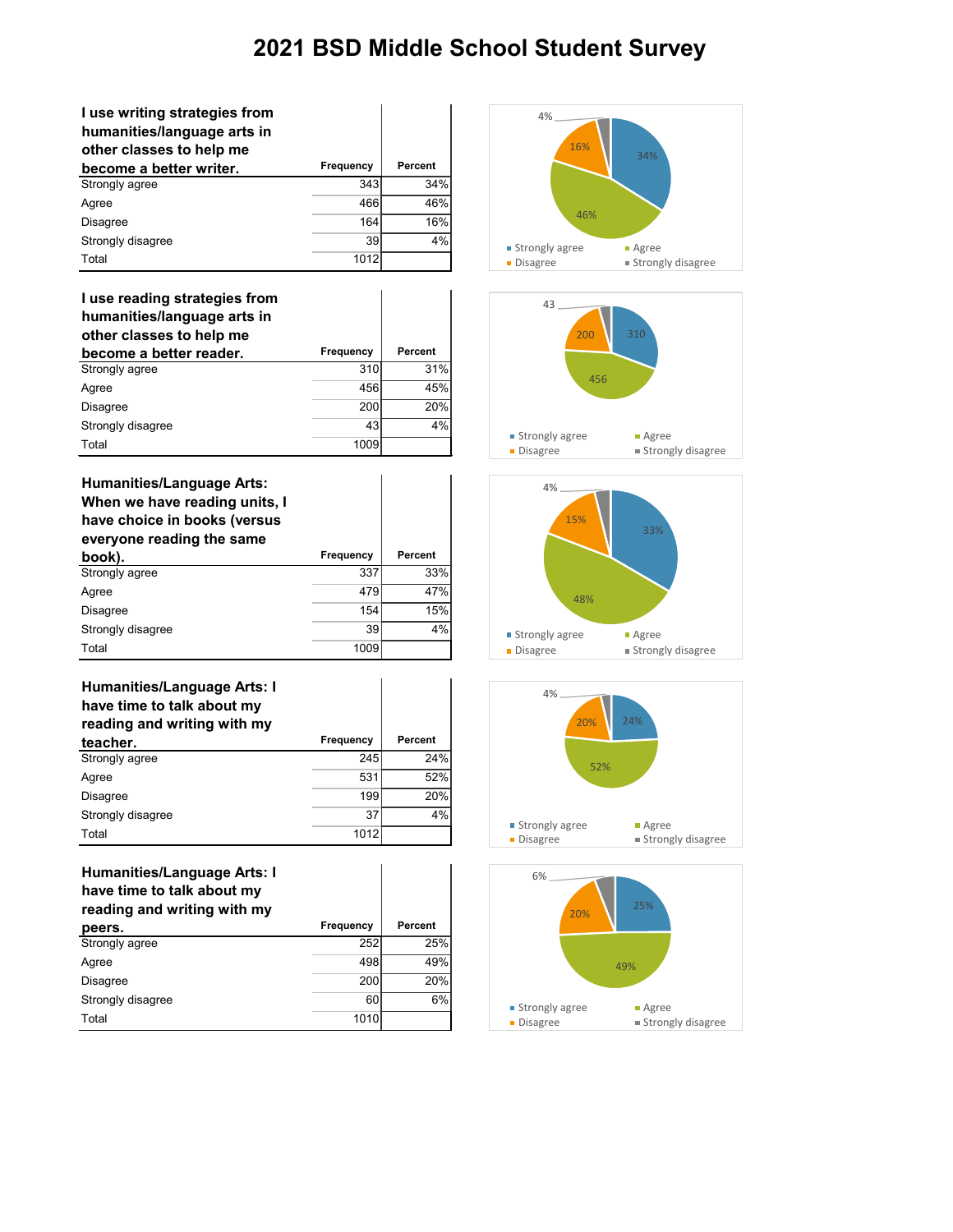# 2021 BSD Middle School Student Survey

| I use writing strategies from humanities/language arts in other classes to help me become a better writer. | Frequency | Percent |
|---|---|---|
| Strongly agree | 343 | 34% |
| Agree | 466 | 46% |
| Disagree | 164 | 16% |
| Strongly disagree | 39 | 4% |
| Total | 1012 | |

| I use reading strategies from humanities/language arts in other classes to help me become a better reader. | Frequency | Percent |
|---|---|---|
| Strongly agree | 310 | 31% |
| Agree | 456 | 45% |
| Disagree | 200 | 20% |
| Strongly disagree | 43 | 4% |
| Total | 1009 | |

| Humanities/Language Arts: When we have reading units, I have choice in books (versus everyone reading the same book). | Frequency | Percent |
|---|---|---|
| Strongly agree | 337 | 33% |
| Agree | 479 | 47% |
| Disagree | 154 | 15% |
| Strongly disagree | 39 | 4% |
| Total | 1009 | |

| Humanities/Language Arts: I have time to talk about my reading and writing with my teacher. | Frequency | Percent |
|---|---|---|
| Strongly agree | 245 | 24% |
| Agree | 531 | 52% |
| Disagree | 199 | 20% |
| Strongly disagree | 37 | 4% |
| Total | 1012 | |

| Humanities/Language Arts: I have time to talk about my reading and writing with my peers. | Frequency | Percent |
|---|---|---|
| Strongly agree | 252 | 25% |
| Agree | 498 | 49% |
| Disagree | 200 | 20% |
| Strongly disagree | 60 | 6% |
| Total | 1010 | |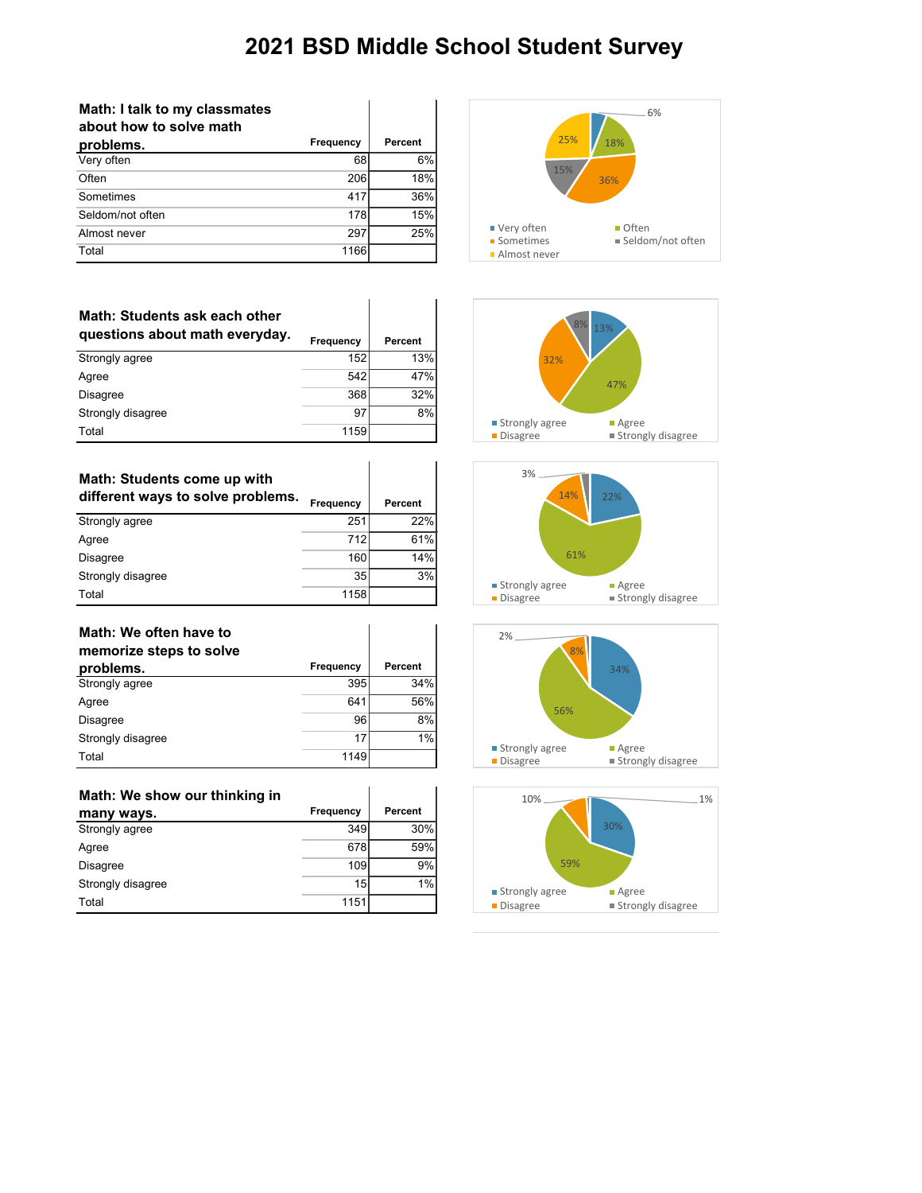# 2021 BSD Middle School Student Survey

| Math: I talk to my classmates about how to solve math problems. | Frequency | Percent |
|---|---|---|
| Very often | 68 | 6% |
| Often | 206 | 18% |
| Sometimes | 417 | 36% |
| Seldom/not often | 178 | 15% |
| Almost never | 297 | 25% |
| Total | 1166 | |

| Math: Students ask each other questions about math everyday. | Frequency | Percent |
|---|---|---|
| Strongly agree | 152 | 13% |
| Agree | 542 | 47% |
| Disagree | 368 | 32% |
| Strongly disagree | 97 | 8% |
| Total | 1159 | |

| Math: Students come up with different ways to solve problems. | Frequency | Percent |
|---|---|---|
| Strongly agree | 251 | 22% |
| Agree | 712 | 61% |
| Disagree | 160 | 14% |
| Strongly disagree | 35 | 3% |
| Total | 1158 | |

| Math: We often have to memorize steps to solve problems. | Frequency | Percent |
|---|---|---|
| Strongly agree | 395 | 34% |
| Agree | 641 | 56% |
| Disagree | 96 | 8% |
| Strongly disagree | 17 | 1% |
| Total | 1149 | |

| Math: We show our thinking in many ways. | Frequency | Percent |
|---|---|---|
| Strongly agree | 349 | 30% |
| Agree | 678 | 59% |
| Disagree | 109 | 9% |
| Strongly disagree | 15 | 1% |
| Total | 1151 | |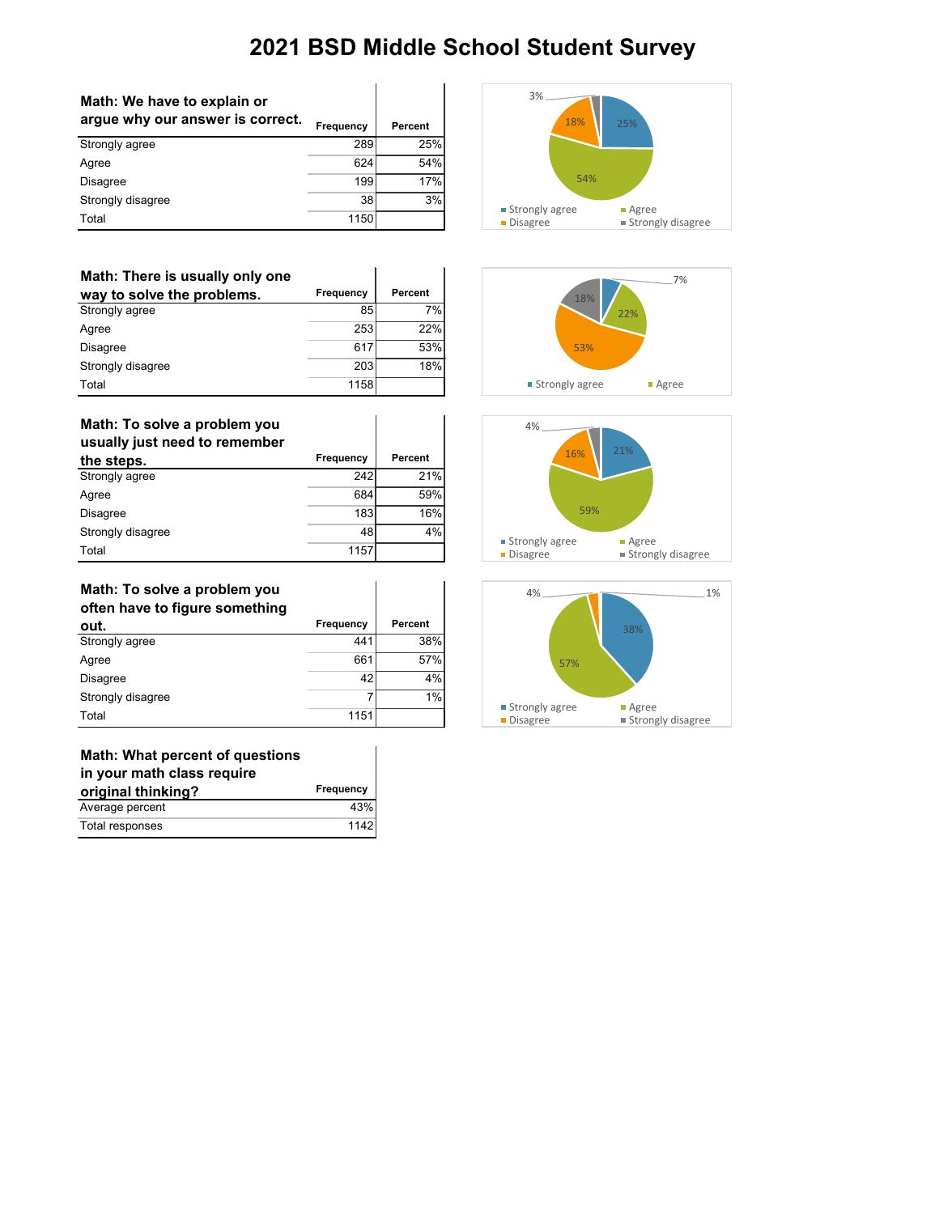# 2021 BSD Middle School Student Survey

| Math: We have to explain or argue why our answer is correct. | Frequency | Percent |
|---|---|---|
| Strongly agree | 289 | 25% |
| Agree | 624 | 54% |
| Disagree | 199 | 17% |
| Strongly disagree | 38 | 3% |
| Total | 1150 | |

| Math: There is usually only one way to solve the problems. | Frequency | Percent |
|---|---|---|
| Strongly agree | 85 | 7% |
| Agree | 253 | 22% |
| Disagree | 617 | 53% |
| Strongly disagree | 203 | 18% |
| Total | 1158 | |

| Math: To solve a problem you usually just need to remember the steps. | Frequency | Percent |
|---|---|---|
| Strongly agree | 242 | 21% |
| Agree | 684 | 59% |
| Disagree | 183 | 16% |
| Strongly disagree | 48 | 4% |
| Total | 1157 | |

| Math: To solve a problem you often have to figure something out. | Frequency | Percent |
|---|---|---|
| Strongly agree | 441 | 38% |
| Agree | 661 | 57% |
| Disagree | 42 | 4% |
| Strongly disagree | 7 | 1% |
| Total | 1151 | |

| Math: What percent of questions in your math class require original thinking? | Frequency |
|---|---|
| Average percent | 43% |
| Total responses | 1142 |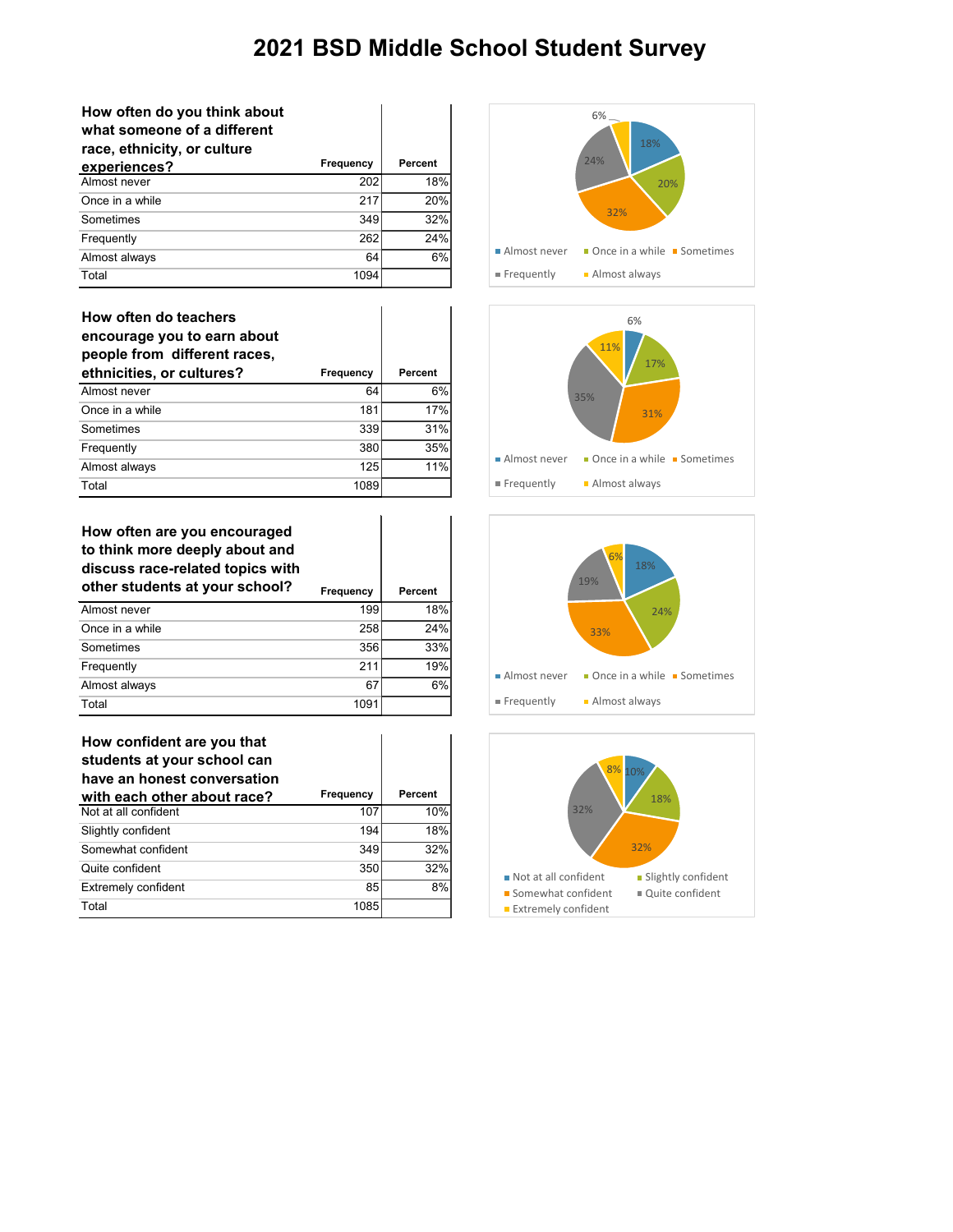# 2021 BSD Middle School Student Survey

| How often do you think about what someone of a different race, ethnicity, or culture experiences? | Frequency | Percent |
|---|---|---|
| Almost never | 202 | 18% |
| Once in a while | 217 | 20% |
| Sometimes | 349 | 32% |
| Frequently | 262 | 24% |
| Almost always | 64 | 6% |
| Total | 1094 | |

| How often do teachers encourage you to earn about people from different races, ethnicities, or cultures? | Frequency | Percent |
|---|---|---|
| Almost never | 64 | 6% |
| Once in a while | 181 | 17% |
| Sometimes | 339 | 31% |
| Frequently | 380 | 35% |
| Almost always | 125 | 11% |
| Total | 1089 | |

| How often are you encouraged to think more deeply about and discuss race-related topics with other students at your school? | Frequency | Percent |
|---|---|---|
| Almost never | 199 | 18% |
| Once in a while | 258 | 24% |
| Sometimes | 356 | 33% |
| Frequently | 211 | 19% |
| Almost always | 67 | 6% |
| Total | 1091 | |

| How confident are you that students at your school can have an honest conversation with each other about race? | Frequency | Percent |
|---|---|---|
| Not at all confident | 107 | 10% |
| Slightly confident | 194 | 18% |
| Somewhat confident | 349 | 32% |
| Quite confident | 350 | 32% |
| Extremely confident | 85 | 8% |
| Total | 1085 | |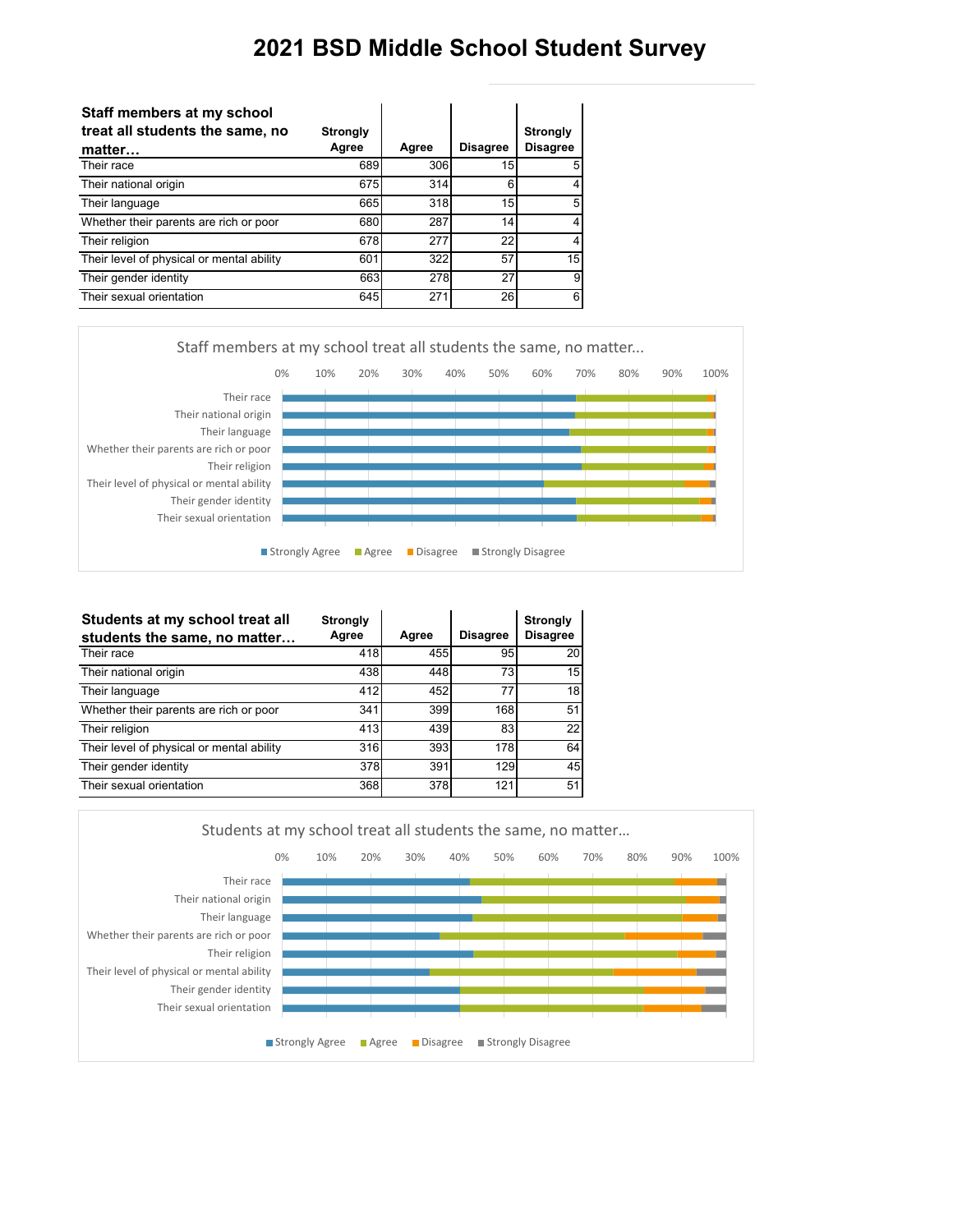# 2021 BSD Middle School Student Survey

| Staff members at my school treat all students the same, no matter… | Strongly Agree | Agree | Disagree | Strongly Disagree |
|---|---|---|---|---|
| Their race | 689 | 306 | 15 | 5 |
| Their national origin | 675 | 314 | 6 | 4 |
| Their language | 665 | 318 | 15 | 5 |
| Whether their parents are rich or poor | 680 | 287 | 14 | 4 |
| Their religion | 678 | 277 | 22 | 4 |
| Their level of physical or mental ability | 601 | 322 | 57 | 15 |
| Their gender identity | 663 | 278 | 27 | 9 |
| Their sexual orientation | 645 | 271 | 26 | 6 |

Staff members at my school treat all students the same, no matter...

| Students at my school treat all students the same, no matter… | Strongly Agree | Agree | Disagree | Strongly Disagree |
|---|---|---|---|---|
| Their race | 418 | 455 | 95 | 20 |
| Their national origin | 438 | 448 | 73 | 15 |
| Their language | 412 | 452 | 77 | 18 |
| Whether their parents are rich or poor | 341 | 399 | 168 | 51 |
| Their religion | 413 | 439 | 83 | 22 |
| Their level of physical or mental ability | 316 | 393 | 178 | 64 |
| Their gender identity | 378 | 391 | 129 | 45 |
| Their sexual orientation | 368 | 378 | 121 | 51 |

Students at my school treat all students the same, no matter...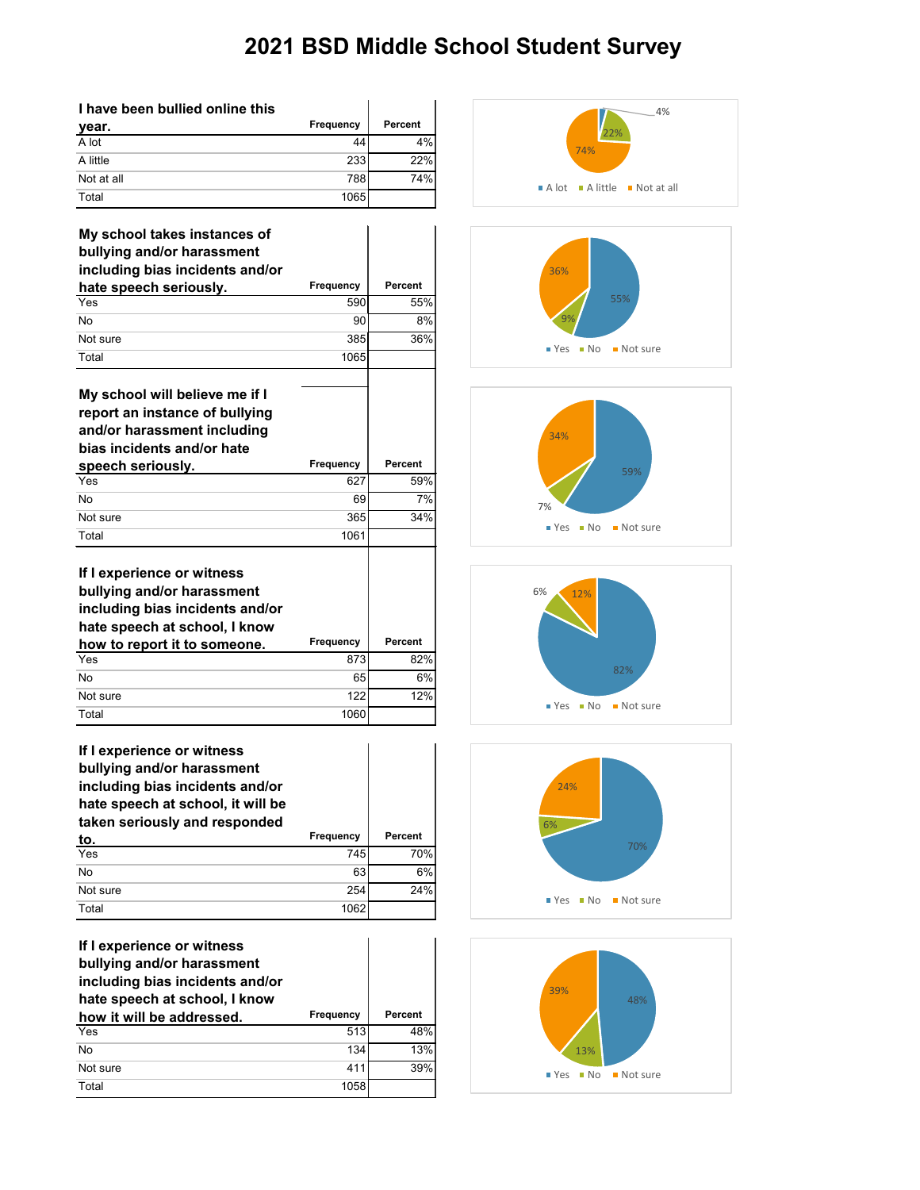# 2021 BSD Middle School Student Survey

| I have been bullied online this year. | Frequency | Percent |
|---|---|---|
| A lot | 44 | 4% |
| A little | 233 | 22% |
| Not at all | 788 | 74% |
| Total | 1065 | |

| My school takes instances of bullying and/or harassment including bias incidents and/or hate speech seriously. | Frequency | Percent |
|---|---|---|
| Yes | 590 | 55% |
| No | 90 | 8% |
| Not sure | 385 | 36% |
| Total | 1065 | |

| My school will believe me if I report an instance of bullying and/or harassment including bias incidents and/or hate speech seriously. | Frequency | Percent |
|---|---|---|
| Yes | 627 | 59% |
| No | 69 | 7% |
| Not sure | 365 | 34% |
| Total | 1061 | |

| If I experience or witness bullying and/or harassment including bias incidents and/or hate speech at school, I know how to report it to someone. | Frequency | Percent |
|---|---|---|
| Yes | 873 | 82% |
| No | 65 | 6% |
| Not sure | 122 | 12% |
| Total | 1060 | |

| If I experience or witness bullying and/or harassment including bias incidents and/or hate speech at school, it will be taken seriously and responded to. | Frequency | Percent |
|---|---|---|
| Yes | 745 | 70% |
| No | 63 | 6% |
| Not sure | 254 | 24% |
| Total | 1062 | |

| If I experience or witness bullying and/or harassment including bias incidents and/or hate speech at school, I know how it will be addressed. | Frequency | Percent |
|---|---|---|
| Yes | 513 | 48% |
| No | 134 | 13% |
| Not sure | 411 | 39% |
| Total | 1058 | |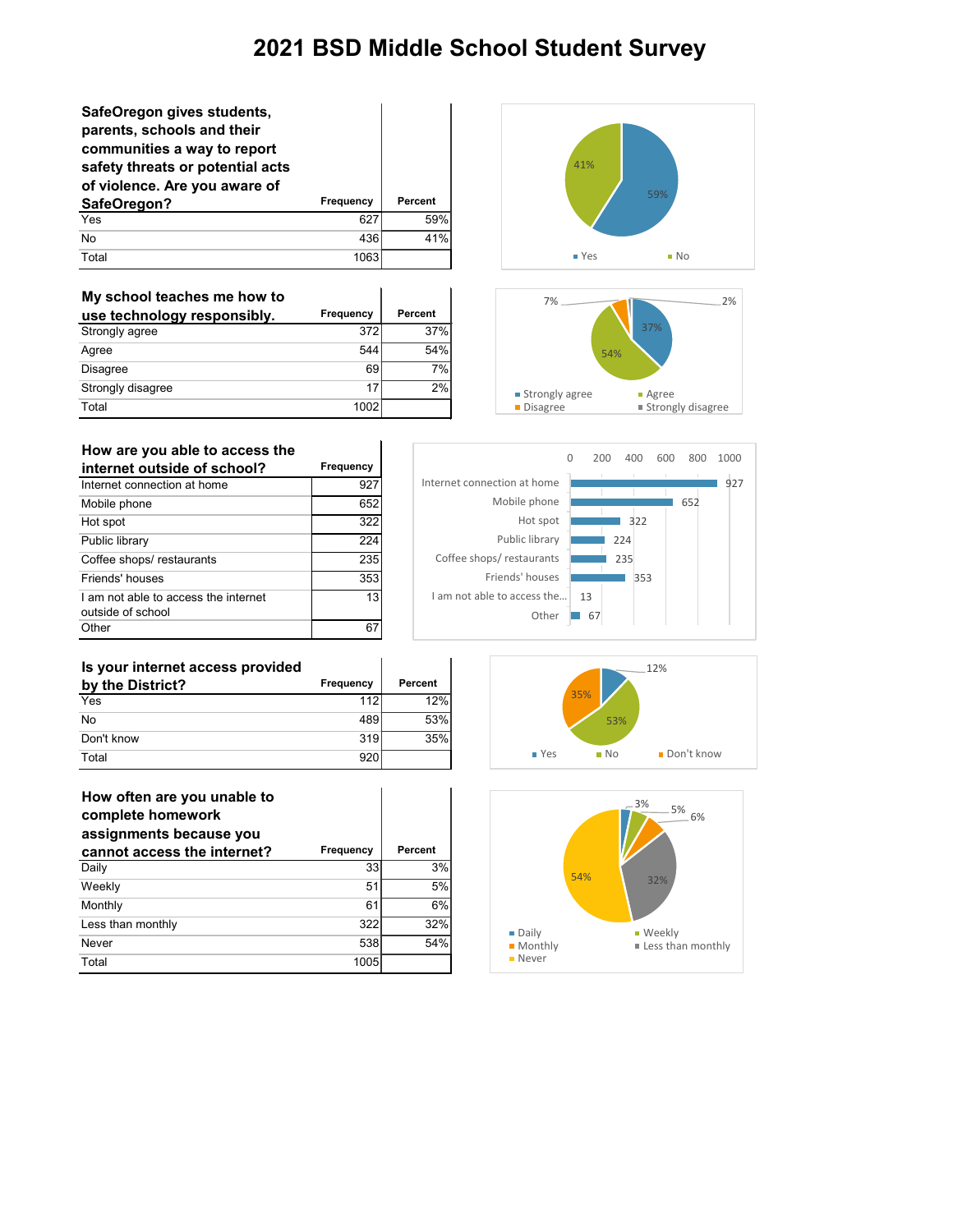# 2021 BSD Middle School Student Survey

| SafeOregon gives students, parents, schools and their communities a way to report safety threats or potential acts of violence. Are you aware of SafeOregon? | Frequency | Percent |
|---|---|---|
| Yes | 627 | 59% |
| No | 436 | 41% |
| Total | 1063 | |

| My school teaches me how to use technology responsibly. | Frequency | Percent |
|---|---|---|
| Strongly agree | 372 | 37% |
| Agree | 544 | 54% |
| Disagree | 69 | 7% |
| Strongly disagree | 17 | 2% |
| Total | 1002 | |

| How are you able to access the internet outside of school? | Frequency |
|---|---|
| Internet connection at home | 927 |
| Mobile phone | 652 |
| Hot spot | 322 |
| Public library | 224 |
| Coffee shops/ restaurants | 235 |
| Friends' houses | 353 |
| I am not able to access the internet outside of school | 13 |
| Other | 67 |

| Is your internet access provided by the District? | Frequency | Percent |
|---|---|---|
| Yes | 112 | 12% |
| No | 489 | 53% |
| Don't know | 319 | 35% |
| Total | 920 | |

| How often are you unable to complete homework assignments because you cannot access the internet? | Frequency | Percent |
|---|---|---|
| Daily | 33 | 3% |
| Weekly | 51 | 5% |
| Monthly | 61 | 6% |
| Less than monthly | 322 | 32% |
| Never | 538 | 54% |
| Total | 1005 | |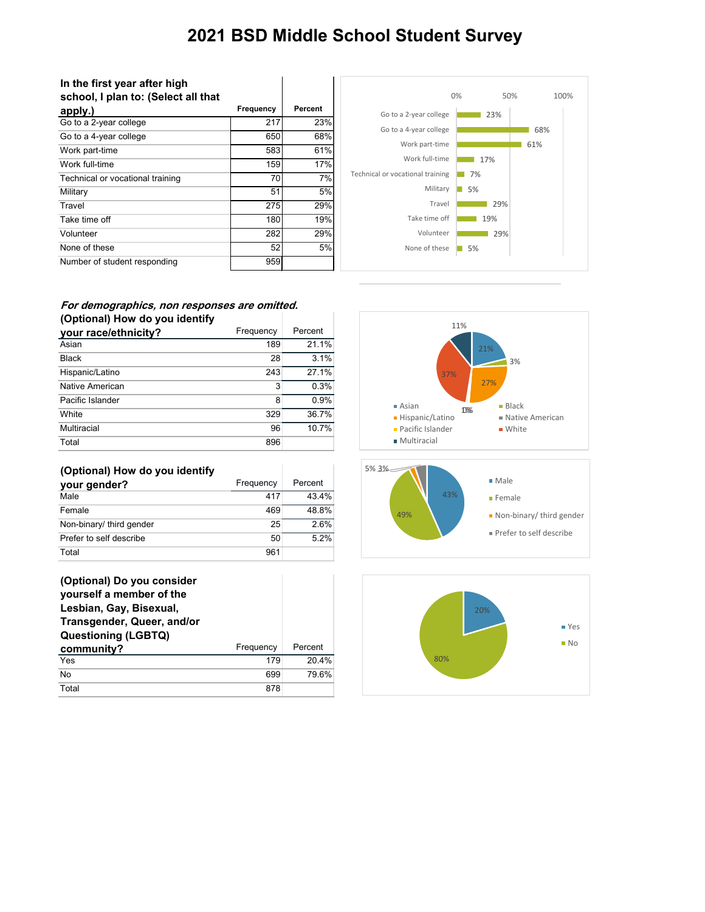# 2021 BSD Middle School Student Survey

| In the first year after high school, I plan to: (Select all that apply.) | Frequency | Percent |
|---|---|---|
| Go to a 2-year college | 217 | 23% |
| Go to a 4-year college | 650 | 68% |
| Work part-time | 583 | 61% |
| Work full-time | 159 | 17% |
| Technical or vocational training | 70 | 7% |
| Military | 51 | 5% |
| Travel | 275 | 29% |
| Take time off | 180 | 19% |
| Volunteer | 282 | 29% |
| None of these | 52 | 5% |
| Number of student responding | 959 | |

0% 50% 100%

Go to a 2-year college 23%
Go to a 4-year college 68%
Work part-time 61%
Work full-time 17%
Technical or vocational training 7%
Military 5%
Travel 29%
Take time off 19%
Volunteer 29%
None of these 5%

***For demographics, non responses are omitted.***

| (Optional) How do you identify your race/ethnicity? | Frequency | Percent |
|---|---|---|
| Asian | 189 | 21.1% |
| Black | 28 | 3.1% |
| Hispanic/Latino | 243 | 27.1% |
| Native American | 3 | 0.3% |
| Pacific Islander | 8 | 0.9% |
| White | 329 | 36.7% |
| Multiracial | 96 | 10.7% |
| Total | 896 | |

11% 21% 3% 27% 37% 1% 0%

Asian, Black, Hispanic/Latino, Native American, Pacific Islander, White, Multiracial

| (Optional) How do you identify your gender? | Frequency | Percent |
|---|---|---|
| Male | 417 | 43.4% |
| Female | 469 | 48.8% |
| Non-binary/ third gender | 25 | 2.6% |
| Prefer to self describe | 50 | 5.2% |
| Total | 961 | |

5% 3% 43% 49%

Male, Female, Non-binary/ third gender, Prefer to self describe

| (Optional) Do you consider yourself a member of the Lesbian, Gay, Bisexual, Transgender, Queer, and/or Questioning (LGBTQ) community? | Frequency | Percent |
|---|---|---|
| Yes | 179 | 20.4% |
| No | 699 | 79.6% |
| Total | 878 | |

20% 80%

Yes, No